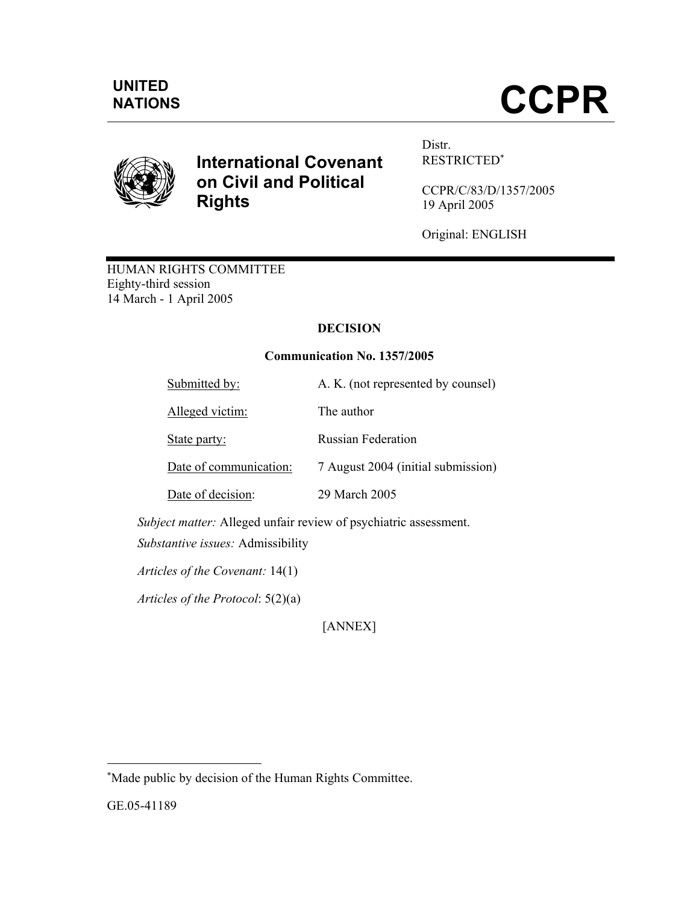UNITED NATIONS

# CCPR

## International Covenant on Civil and Political Rights

Distr.
RESTRICTED[*]

CCPR/C/83/D/1357/2005
19 April 2005

Original: ENGLISH

HUMAN RIGHTS COMMITTEE
Eighty-third session
14 March - 1 April 2005

**DECISION**

**Communication No. 1357/2005**

| | |
|---|---|
| Submitted by: | A. K. (not represented by counsel) |
| Alleged victim: | The author |
| State party: | Russian Federation |
| Date of communication: | 7 August 2004 (initial submission) |
| Date of decision: | 29 March 2005 |

*Subject matter:* Alleged unfair review of psychiatric assessment.

*Substantive issues:* Admissibility

*Articles of the Covenant:* 14(1)

*Articles of the Protocol*: 5(2)(a)

[ANNEX]

---

[*] Made public by decision of the Human Rights Committee.

GE.05-41189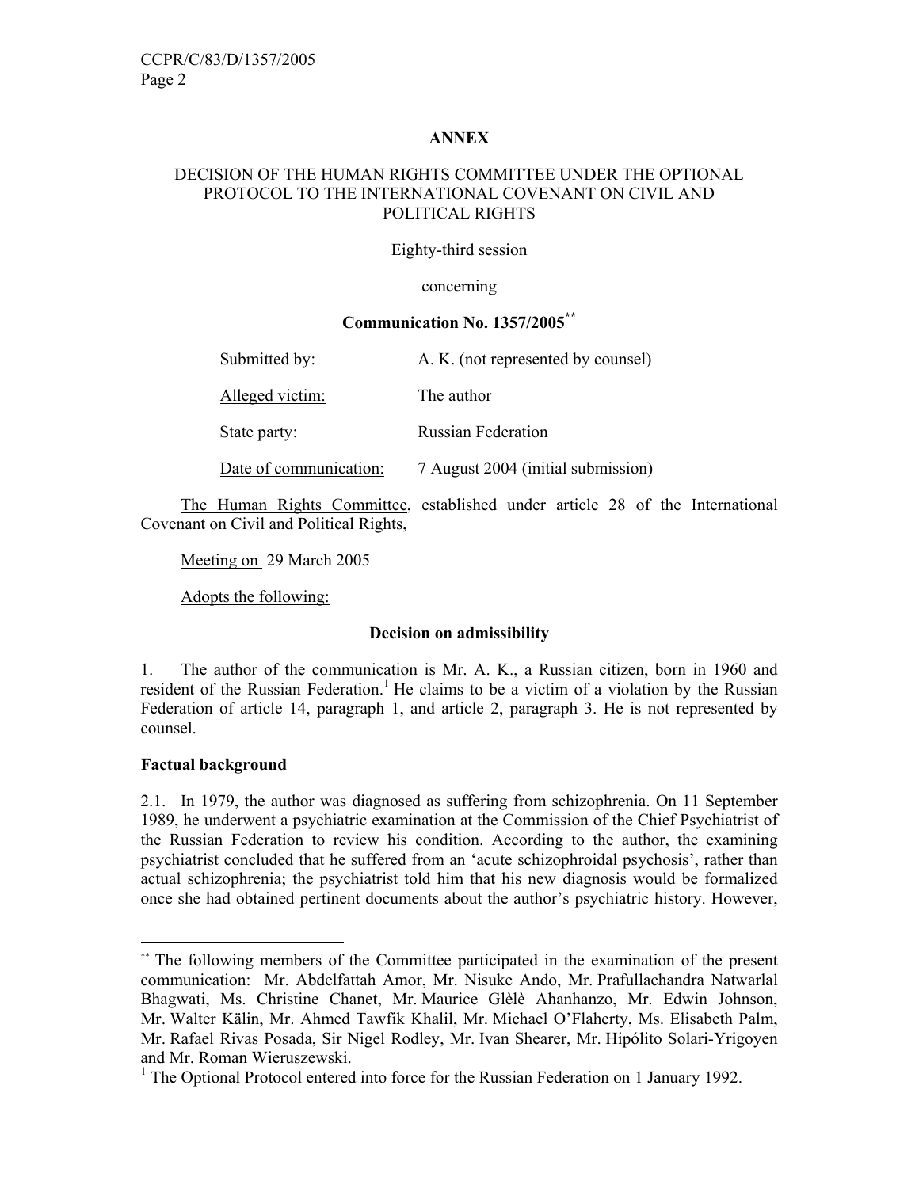**ANNEX**

**DECISION OF THE HUMAN RIGHTS COMMITTEE UNDER THE OPTIONAL PROTOCOL TO THE INTERNATIONAL COVENANT ON CIVIL AND POLITICAL RIGHTS**

Eighty-third session

concerning

**Communication No. 1357/2005**[**]

| | |
|---|---|
| Submitted by: | A. K. (not represented by counsel) |
| Alleged victim: | The author |
| State party: | Russian Federation |
| Date of communication: | 7 August 2004 (initial submission) |

The Human Rights Committee, established under article 28 of the International Covenant on Civil and Political Rights,

Meeting on 29 March 2005

Adopts the following:

**Decision on admissibility**

1. The author of the communication is Mr. A. K., a Russian citizen, born in 1960 and resident of the Russian Federation.[1] He claims to be a victim of a violation by the Russian Federation of article 14, paragraph 1, and article 2, paragraph 3. He is not represented by counsel.

**Factual background**

2.1. In 1979, the author was diagnosed as suffering from schizophrenia. On 11 September 1989, he underwent a psychiatric examination at the Commission of the Chief Psychiatrist of the Russian Federation to review his condition. According to the author, the examining psychiatrist concluded that he suffered from an 'acute schizophroidal psychosis', rather than actual schizophrenia; the psychiatrist told him that his new diagnosis would be formalized once she had obtained pertinent documents about the author's psychiatric history. However,

---

[**] The following members of the Committee participated in the examination of the present communication: Mr. Abdelfattah Amor, Mr. Nisuke Ando, Mr. Prafullachandra Natwarlal Bhagwati, Ms. Christine Chanet, Mr. Maurice Glèlè Ahanhanzo, Mr. Edwin Johnson, Mr. Walter Kälin, Mr. Ahmed Tawfik Khalil, Mr. Michael O'Flaherty, Ms. Elisabeth Palm, Mr. Rafael Rivas Posada, Sir Nigel Rodley, Mr. Ivan Shearer, Mr. Hipólito Solari-Yrigoyen and Mr. Roman Wieruszewski.

[1] The Optional Protocol entered into force for the Russian Federation on 1 January 1992.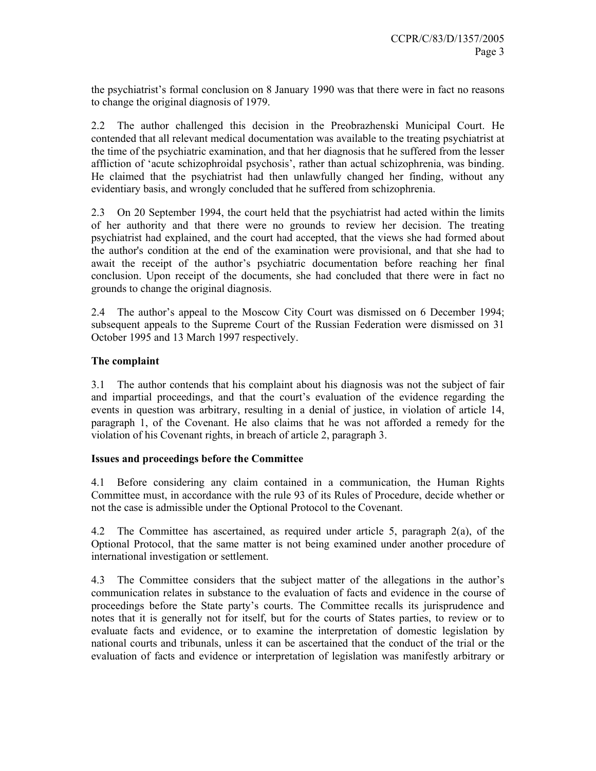the psychiatrist's formal conclusion on 8 January 1990 was that there were in fact no reasons to change the original diagnosis of 1979.

2.2 The author challenged this decision in the Preobrazhenski Municipal Court. He contended that all relevant medical documentation was available to the treating psychiatrist at the time of the psychiatric examination, and that her diagnosis that he suffered from the lesser affliction of 'acute schizophroidal psychosis', rather than actual schizophrenia, was binding. He claimed that the psychiatrist had then unlawfully changed her finding, without any evidentiary basis, and wrongly concluded that he suffered from schizophrenia.

2.3 On 20 September 1994, the court held that the psychiatrist had acted within the limits of her authority and that there were no grounds to review her decision. The treating psychiatrist had explained, and the court had accepted, that the views she had formed about the author's condition at the end of the examination were provisional, and that she had to await the receipt of the author's psychiatric documentation before reaching her final conclusion. Upon receipt of the documents, she had concluded that there were in fact no grounds to change the original diagnosis.

2.4 The author's appeal to the Moscow City Court was dismissed on 6 December 1994; subsequent appeals to the Supreme Court of the Russian Federation were dismissed on 31 October 1995 and 13 March 1997 respectively.

**The complaint**

3.1 The author contends that his complaint about his diagnosis was not the subject of fair and impartial proceedings, and that the court's evaluation of the evidence regarding the events in question was arbitrary, resulting in a denial of justice, in violation of article 14, paragraph 1, of the Covenant. He also claims that he was not afforded a remedy for the violation of his Covenant rights, in breach of article 2, paragraph 3.

**Issues and proceedings before the Committee**

4.1 Before considering any claim contained in a communication, the Human Rights Committee must, in accordance with the rule 93 of its Rules of Procedure, decide whether or not the case is admissible under the Optional Protocol to the Covenant.

4.2 The Committee has ascertained, as required under article 5, paragraph 2(a), of the Optional Protocol, that the same matter is not being examined under another procedure of international investigation or settlement.

4.3 The Committee considers that the subject matter of the allegations in the author's communication relates in substance to the evaluation of facts and evidence in the course of proceedings before the State party's courts. The Committee recalls its jurisprudence and notes that it is generally not for itself, but for the courts of States parties, to review or to evaluate facts and evidence, or to examine the interpretation of domestic legislation by national courts and tribunals, unless it can be ascertained that the conduct of the trial or the evaluation of facts and evidence or interpretation of legislation was manifestly arbitrary or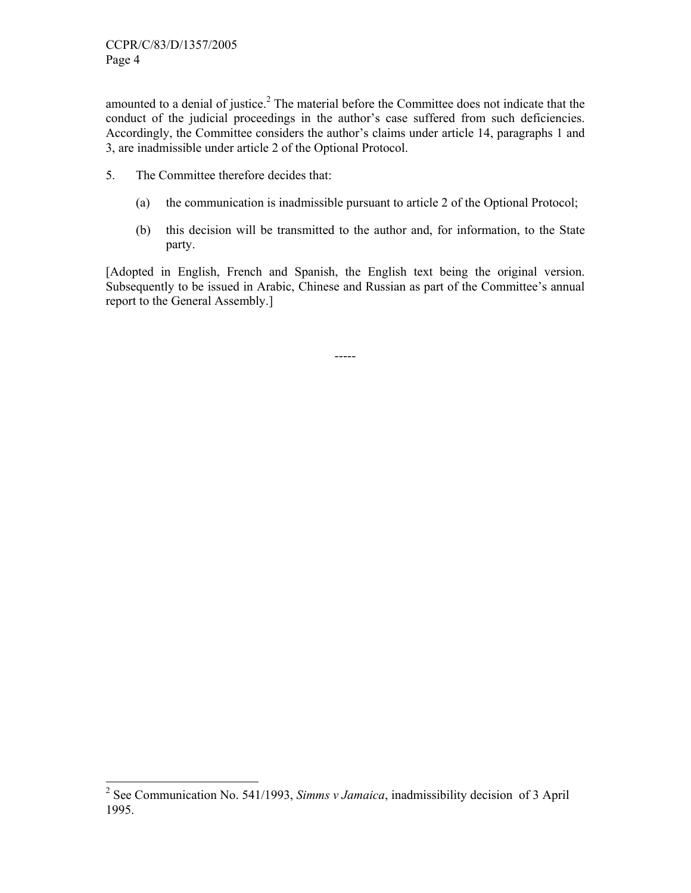amounted to a denial of justice.[2] The material before the Committee does not indicate that the conduct of the judicial proceedings in the author's case suffered from such deficiencies. Accordingly, the Committee considers the author's claims under article 14, paragraphs 1 and 3, are inadmissible under article 2 of the Optional Protocol.

5. The Committee therefore decides that:

(a) the communication is inadmissible pursuant to article 2 of the Optional Protocol;

(b) this decision will be transmitted to the author and, for information, to the State party.

[Adopted in English, French and Spanish, the English text being the original version. Subsequently to be issued in Arabic, Chinese and Russian as part of the Committee's annual report to the General Assembly.]

-----

[2] See Communication No. 541/1993, *Simms v Jamaica*, inadmissibility decision of 3 April 1995.